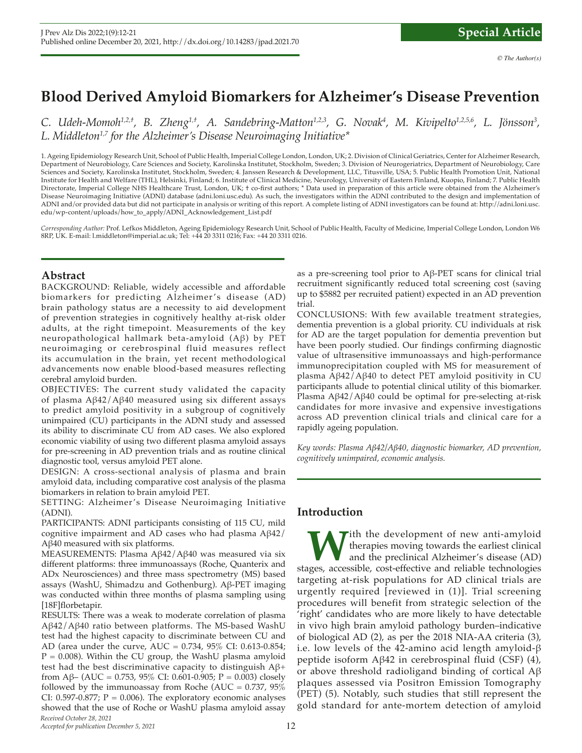**Special Article**

*© The Author(s)*

# Blood Derived Amyloid Biomarkers for Alzheimer's Disease Prevention

*C. Udeh-Momoh[1,2,†], B. Zheng[1,†], A. Sandebring-Matton[1,2,3], G. Novak[4], M. Kivipelto[1,2,5,6], L. Jönsson[3], L. Middleton[1,7] for the Alzheimer's Disease Neuroimaging Initiative**

1. Ageing Epidemiology Research Unit, School of Public Health, Imperial College London, London, UK; 2. Division of Clinical Geriatrics, Center for Alzheimer Research, Department of Neurobiology, Care Sciences and Society, Karolinska Institutet, Stockholm, Sweden; 3. Division of Neurogeriatrics, Department of Neurobiology, Care Sciences and Society, Karolinska Institutet, Stockholm, Sweden; 4. Janssen Research & Development, LLC, Titusville, USA; 5. Public Health Promotion Unit, National Institute for Health and Welfare (THL), Helsinki, Finland; 6. Institute of Clinical Medicine, Neurology, University of Eastern Finland, Kuopio, Finland; 7. Public Health Directorate, Imperial College NHS Healthcare Trust, London, UK; † co-first authors; * Data used in preparation of this article were obtained from the Alzheimer's Disease Neuroimaging Initiative (ADNI) database (adni.loni.usc.edu). As such, the investigators within the ADNI contributed to the design and implementation of ADNI and/or provided data but did not participate in analysis or writing of this report. A complete listing of ADNI investigators can be found at: http://adni.loni.usc.edu/wp-content/uploads/how_to_apply/ADNI_Acknowledgement_List.pdf

*Corresponding Author:* Prof. Lefkos Middleton, Ageing Epidemiology Research Unit, School of Public Health, Faculty of Medicine, Imperial College London, London W6 8RP, UK. E-mail: l.middleton@imperial.ac.uk; Tel: +44 20 3311 0216; Fax: +44 20 3311 0216.

## Abstract

BACKGROUND: Reliable, widely accessible and affordable biomarkers for predicting Alzheimer's disease (AD) brain pathology status are a necessity to aid development of prevention strategies in cognitively healthy at-risk older adults, at the right timepoint. Measurements of the key neuropathological hallmark beta-amyloid (Aβ) by PET neuroimaging or cerebrospinal fluid measures reflect its accumulation in the brain, yet recent methodological advancements now enable blood-based measures reflecting cerebral amyloid burden.

OBJECTIVES: The current study validated the capacity of plasma Aβ42/Aβ40 measured using six different assays to predict amyloid positivity in a subgroup of cognitively unimpaired (CU) participants in the ADNI study and assessed its ability to discriminate CU from AD cases. We also explored economic viability of using two different plasma amyloid assays for pre-screening in AD prevention trials and as routine clinical diagnostic tool, versus amyloid PET alone.

DESIGN: A cross-sectional analysis of plasma and brain amyloid data, including comparative cost analysis of the plasma biomarkers in relation to brain amyloid PET.

SETTING: Alzheimer's Disease Neuroimaging Initiative (ADNI).

PARTICIPANTS: ADNI participants consisting of 115 CU, mild cognitive impairment and AD cases who had plasma Aβ42/Aβ40 measured with six platforms.

MEASUREMENTS: Plasma Aβ42/Aβ40 was measured via six different platforms: three immunoassays (Roche, Quanterix and ADx Neurosciences) and three mass spectrometry (MS) based assays (WashU, Shimadzu and Gothenburg). Aβ-PET imaging was conducted within three months of plasma sampling using [18F]florbetapir.

RESULTS: There was a weak to moderate correlation of plasma Aβ42/Aβ40 ratio between platforms. The MS-based WashU test had the highest capacity to discriminate between CU and AD (area under the curve, AUC = 0.734, 95% CI: 0.613-0.854; $P = 0.008$). Within the CU group, the WashU plasma amyloid test had the best discriminative capacity to distinguish Aβ+ from Aβ– (AUC = 0.753, 95% CI: 0.601-0.905; $P = 0.003$) closely followed by the immunoassay from Roche (AUC = 0.737, 95% CI: 0.597-0.877; $P = 0.006$). The exploratory economic analyses showed that the use of Roche or WashU plasma amyloid assay as a pre-screening tool prior to Aβ-PET scans for clinical trial recruitment significantly reduced total screening cost (saving up to $5882 per recruited patient) expected in an AD prevention trial.

CONCLUSIONS: With few available treatment strategies, dementia prevention is a global priority. CU individuals at risk for AD are the target population for dementia prevention but have been poorly studied. Our findings confirming diagnostic value of ultrasensitive immunoassays and high-performance immunoprecipitation coupled with MS for measurement of plasma Aβ42/Aβ40 to detect PET amyloid positivity in CU participants allude to potential clinical utility of this biomarker. Plasma Aβ42/Aβ40 could be optimal for pre-selecting at-risk candidates for more invasive and expensive investigations across AD prevention clinical trials and clinical care for a rapidly ageing population.

*Key words: Plasma Aβ42/Aβ40, diagnostic biomarker, AD prevention, cognitively unimpaired, economic analysis.*

## Introduction

With the development of new anti-amyloid therapies moving towards the earliest clinical and the preclinical Alzheimer's disease (AD) stages, accessible, cost-effective and reliable technologies targeting at-risk populations for AD clinical trials are urgently required [reviewed in (1)]. Trial screening procedures will benefit from strategic selection of the 'right' candidates who are more likely to have detectable in vivo high brain amyloid pathology burden–indicative of biological AD (2), as per the 2018 NIA-AA criteria (3), i.e. low levels of the 42-amino acid length amyloid-β peptide isoform Aβ42 in cerebrospinal fluid (CSF) (4), or above threshold radioligand binding of cortical Aβ plaques assessed via Positron Emission Tomography (PET) (5). Notably, such studies that still represent the gold standard for ante-mortem detection of amyloid

*Received October 28, 2021*
*Accepted for publication December 5, 2021*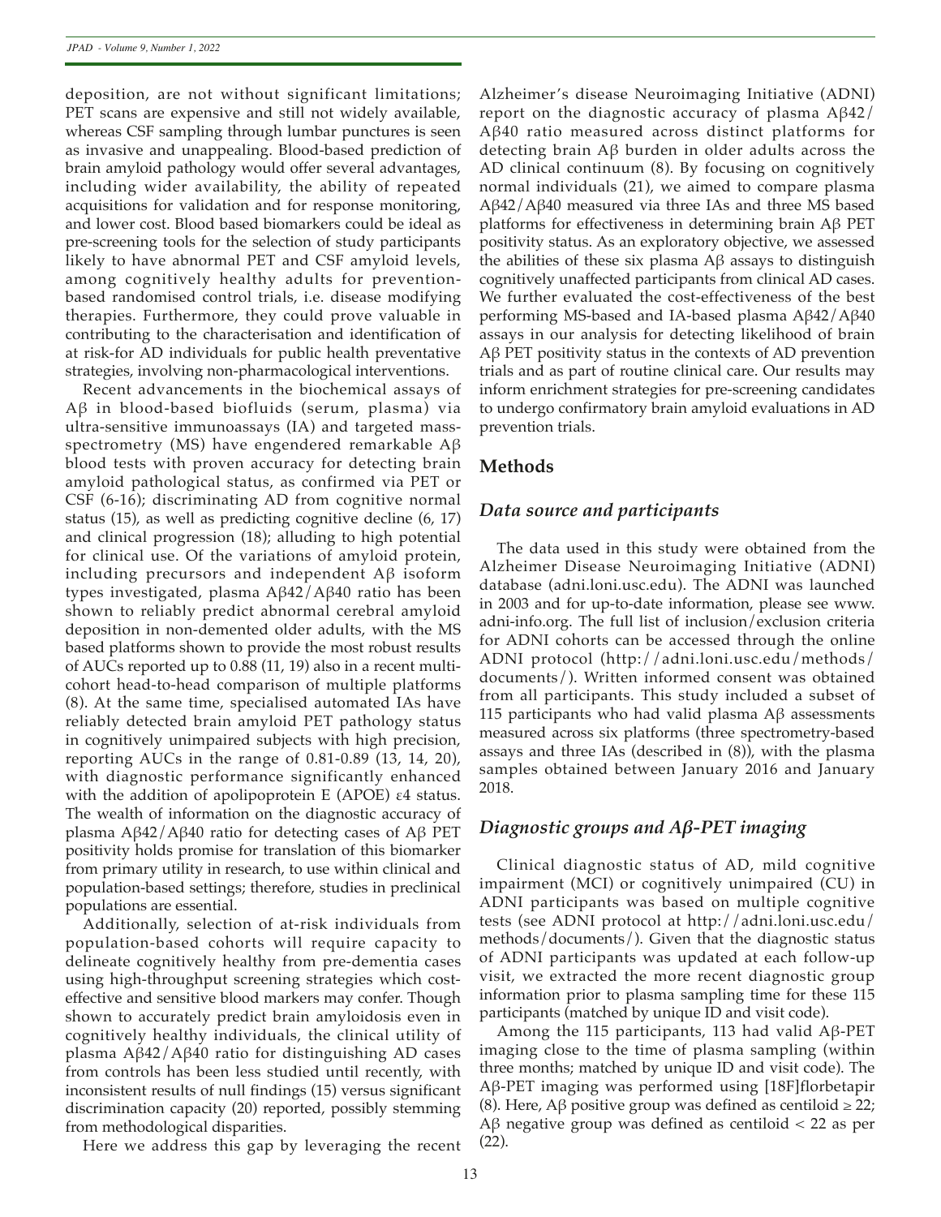deposition, are not without significant limitations; PET scans are expensive and still not widely available, whereas CSF sampling through lumbar punctures is seen as invasive and unappealing. Blood-based prediction of brain amyloid pathology would offer several advantages, including wider availability, the ability of repeated acquisitions for validation and for response monitoring, and lower cost. Blood based biomarkers could be ideal as pre-screening tools for the selection of study participants likely to have abnormal PET and CSF amyloid levels, among cognitively healthy adults for prevention-based randomised control trials, i.e. disease modifying therapies. Furthermore, they could prove valuable in contributing to the characterisation and identification of at risk-for AD individuals for public health preventative strategies, involving non-pharmacological interventions.

Recent advancements in the biochemical assays of Aβ in blood-based biofluids (serum, plasma) via ultra-sensitive immunoassays (IA) and targeted mass-spectrometry (MS) have engendered remarkable Aβ blood tests with proven accuracy for detecting brain amyloid pathological status, as confirmed via PET or CSF (6-16); discriminating AD from cognitive normal status (15), as well as predicting cognitive decline (6, 17) and clinical progression (18); alluding to high potential for clinical use. Of the variations of amyloid protein, including precursors and independent Aβ isoform types investigated, plasma Aβ42/Aβ40 ratio has been shown to reliably predict abnormal cerebral amyloid deposition in non-demented older adults, with the MS based platforms shown to provide the most robust results of AUCs reported up to 0.88 (11, 19) also in a recent multi-cohort head-to-head comparison of multiple platforms (8). At the same time, specialised automated IAs have reliably detected brain amyloid PET pathology status in cognitively unimpaired subjects with high precision, reporting AUCs in the range of 0.81-0.89 (13, 14, 20), with diagnostic performance significantly enhanced with the addition of apolipoprotein E (APOE) ε4 status. The wealth of information on the diagnostic accuracy of plasma Aβ42/Aβ40 ratio for detecting cases of Aβ PET positivity holds promise for translation of this biomarker from primary utility in research, to use within clinical and population-based settings; therefore, studies in preclinical populations are essential.

Additionally, selection of at-risk individuals from population-based cohorts will require capacity to delineate cognitively healthy from pre-dementia cases using high-throughput screening strategies which cost-effective and sensitive blood markers may confer. Though shown to accurately predict brain amyloidosis even in cognitively healthy individuals, the clinical utility of plasma Aβ42/Aβ40 ratio for distinguishing AD cases from controls has been less studied until recently, with inconsistent results of null findings (15) versus significant discrimination capacity (20) reported, possibly stemming from methodological disparities.

Here we address this gap by leveraging the recent Alzheimer's disease Neuroimaging Initiative (ADNI) report on the diagnostic accuracy of plasma Aβ42/Aβ40 ratio measured across distinct platforms for detecting brain Aβ burden in older adults across the AD clinical continuum (8). By focusing on cognitively normal individuals (21), we aimed to compare plasma Aβ42/Aβ40 measured via three IAs and three MS based platforms for effectiveness in determining brain Aβ PET positivity status. As an exploratory objective, we assessed the abilities of these six plasma Aβ assays to distinguish cognitively unaffected participants from clinical AD cases. We further evaluated the cost-effectiveness of the best performing MS-based and IA-based plasma Aβ42/Aβ40 assays in our analysis for detecting likelihood of brain Aβ PET positivity status in the contexts of AD prevention trials and as part of routine clinical care. Our results may inform enrichment strategies for pre-screening candidates to undergo confirmatory brain amyloid evaluations in AD prevention trials.

## Methods

### *Data source and participants*

The data used in this study were obtained from the Alzheimer Disease Neuroimaging Initiative (ADNI) database (adni.loni.usc.edu). The ADNI was launched in 2003 and for up-to-date information, please see www.adni-info.org. The full list of inclusion/exclusion criteria for ADNI cohorts can be accessed through the online ADNI protocol (http://adni.loni.usc.edu/methods/documents/). Written informed consent was obtained from all participants. This study included a subset of 115 participants who had valid plasma Aβ assessments measured across six platforms (three spectrometry-based assays and three IAs (described in (8)), with the plasma samples obtained between January 2016 and January 2018.

### *Diagnostic groups and Aβ-PET imaging*

Clinical diagnostic status of AD, mild cognitive impairment (MCI) or cognitively unimpaired (CU) in ADNI participants was based on multiple cognitive tests (see ADNI protocol at http://adni.loni.usc.edu/methods/documents/). Given that the diagnostic status of ADNI participants was updated at each follow-up visit, we extracted the more recent diagnostic group information prior to plasma sampling time for these 115 participants (matched by unique ID and visit code).

Among the 115 participants, 113 had valid Aβ-PET imaging close to the time of plasma sampling (within three months; matched by unique ID and visit code). The Aβ-PET imaging was performed using [18F]florbetapir (8). Here, Aβ positive group was defined as centiloid ≥ 22; Aβ negative group was defined as centiloid < 22 as per (22).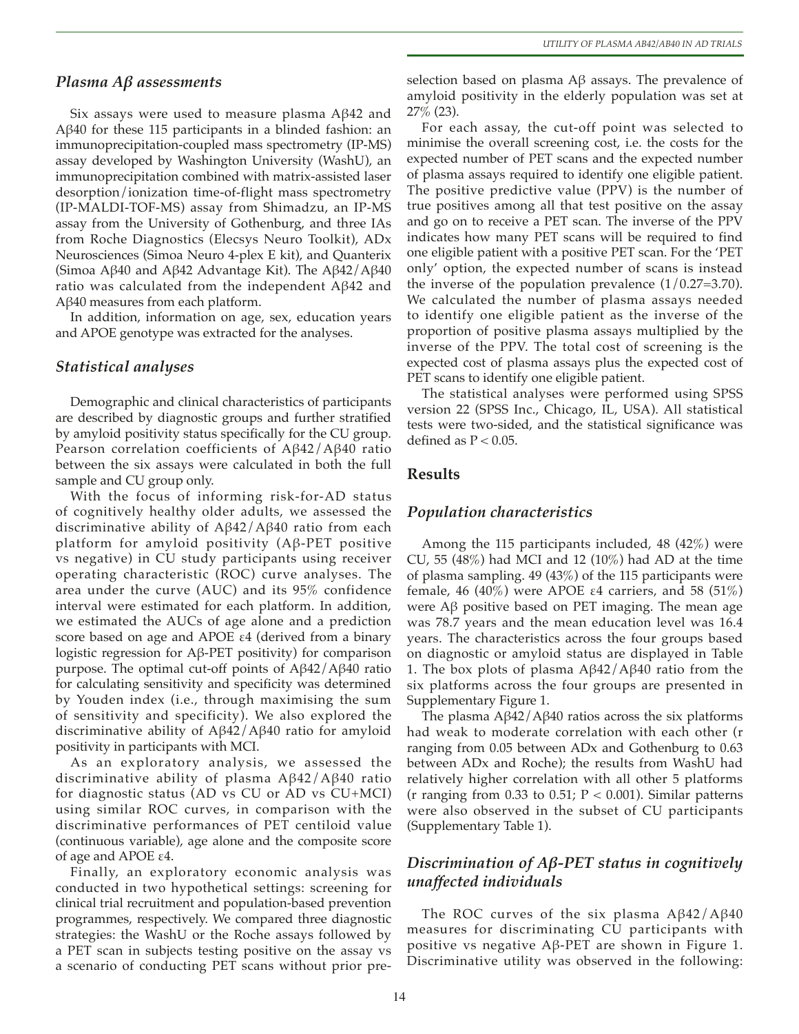### *Plasma Aβ assessments*

Six assays were used to measure plasma Aβ42 and Aβ40 for these 115 participants in a blinded fashion: an immunoprecipitation-coupled mass spectrometry (IP-MS) assay developed by Washington University (WashU), an immunoprecipitation combined with matrix-assisted laser desorption/ionization time-of-flight mass spectrometry (IP-MALDI-TOF-MS) assay from Shimadzu, an IP-MS assay from the University of Gothenburg, and three IAs from Roche Diagnostics (Elecsys Neuro Toolkit), ADx Neurosciences (Simoa Neuro 4-plex E kit), and Quanterix (Simoa Aβ40 and Aβ42 Advantage Kit). The Aβ42/Aβ40 ratio was calculated from the independent Aβ42 and Aβ40 measures from each platform.

In addition, information on age, sex, education years and APOE genotype was extracted for the analyses.

### *Statistical analyses*

Demographic and clinical characteristics of participants are described by diagnostic groups and further stratified by amyloid positivity status specifically for the CU group. Pearson correlation coefficients of Aβ42/Aβ40 ratio between the six assays were calculated in both the full sample and CU group only.

With the focus of informing risk-for-AD status of cognitively healthy older adults, we assessed the discriminative ability of Aβ42/Aβ40 ratio from each platform for amyloid positivity (Aβ-PET positive vs negative) in CU study participants using receiver operating characteristic (ROC) curve analyses. The area under the curve (AUC) and its 95% confidence interval were estimated for each platform. In addition, we estimated the AUCs of age alone and a prediction score based on age and APOE ε4 (derived from a binary logistic regression for Aβ-PET positivity) for comparison purpose. The optimal cut-off points of Aβ42/Aβ40 ratio for calculating sensitivity and specificity was determined by Youden index (i.e., through maximising the sum of sensitivity and specificity). We also explored the discriminative ability of Aβ42/Aβ40 ratio for amyloid positivity in participants with MCI.

As an exploratory analysis, we assessed the discriminative ability of plasma Aβ42/Aβ40 ratio for diagnostic status (AD vs CU or AD vs CU+MCI) using similar ROC curves, in comparison with the discriminative performances of PET centiloid value (continuous variable), age alone and the composite score of age and APOE ε4.

Finally, an exploratory economic analysis was conducted in two hypothetical settings: screening for clinical trial recruitment and population-based prevention programmes, respectively. We compared three diagnostic strategies: the WashU or the Roche assays followed by a PET scan in subjects testing positive on the assay vs a scenario of conducting PET scans without prior pre-selection based on plasma Aβ assays. The prevalence of amyloid positivity in the elderly population was set at 27% (23).

For each assay, the cut-off point was selected to minimise the overall screening cost, i.e. the costs for the expected number of PET scans and the expected number of plasma assays required to identify one eligible patient. The positive predictive value (PPV) is the number of true positives among all that test positive on the assay and go on to receive a PET scan. The inverse of the PPV indicates how many PET scans will be required to find one eligible patient with a positive PET scan. For the 'PET only' option, the expected number of scans is instead the inverse of the population prevalence (1/0.27=3.70). We calculated the number of plasma assays needed to identify one eligible patient as the inverse of the proportion of positive plasma assays multiplied by the inverse of the PPV. The total cost of screening is the expected cost of plasma assays plus the expected cost of PET scans to identify one eligible patient.

The statistical analyses were performed using SPSS version 22 (SPSS Inc., Chicago, IL, USA). All statistical tests were two-sided, and the statistical significance was defined as $P < 0.05$.

## **Results**

### *Population characteristics*

Among the 115 participants included, 48 (42%) were CU, 55 (48%) had MCI and 12 (10%) had AD at the time of plasma sampling. 49 (43%) of the 115 participants were female, 46 (40%) were APOE ε4 carriers, and 58 (51%) were Aβ positive based on PET imaging. The mean age was 78.7 years and the mean education level was 16.4 years. The characteristics across the four groups based on diagnostic or amyloid status are displayed in Table 1. The box plots of plasma Aβ42/Aβ40 ratio from the six platforms across the four groups are presented in Supplementary Figure 1.

The plasma Aβ42/Aβ40 ratios across the six platforms had weak to moderate correlation with each other (r ranging from 0.05 between ADx and Gothenburg to 0.63 between ADx and Roche); the results from WashU had relatively higher correlation with all other 5 platforms (r ranging from 0.33 to 0.51; $P < 0.001$). Similar patterns were also observed in the subset of CU participants (Supplementary Table 1).

### *Discrimination of Aβ-PET status in cognitively unaffected individuals*

The ROC curves of the six plasma Aβ42/Aβ40 measures for discriminating CU participants with positive vs negative Aβ-PET are shown in Figure 1. Discriminative utility was observed in the following: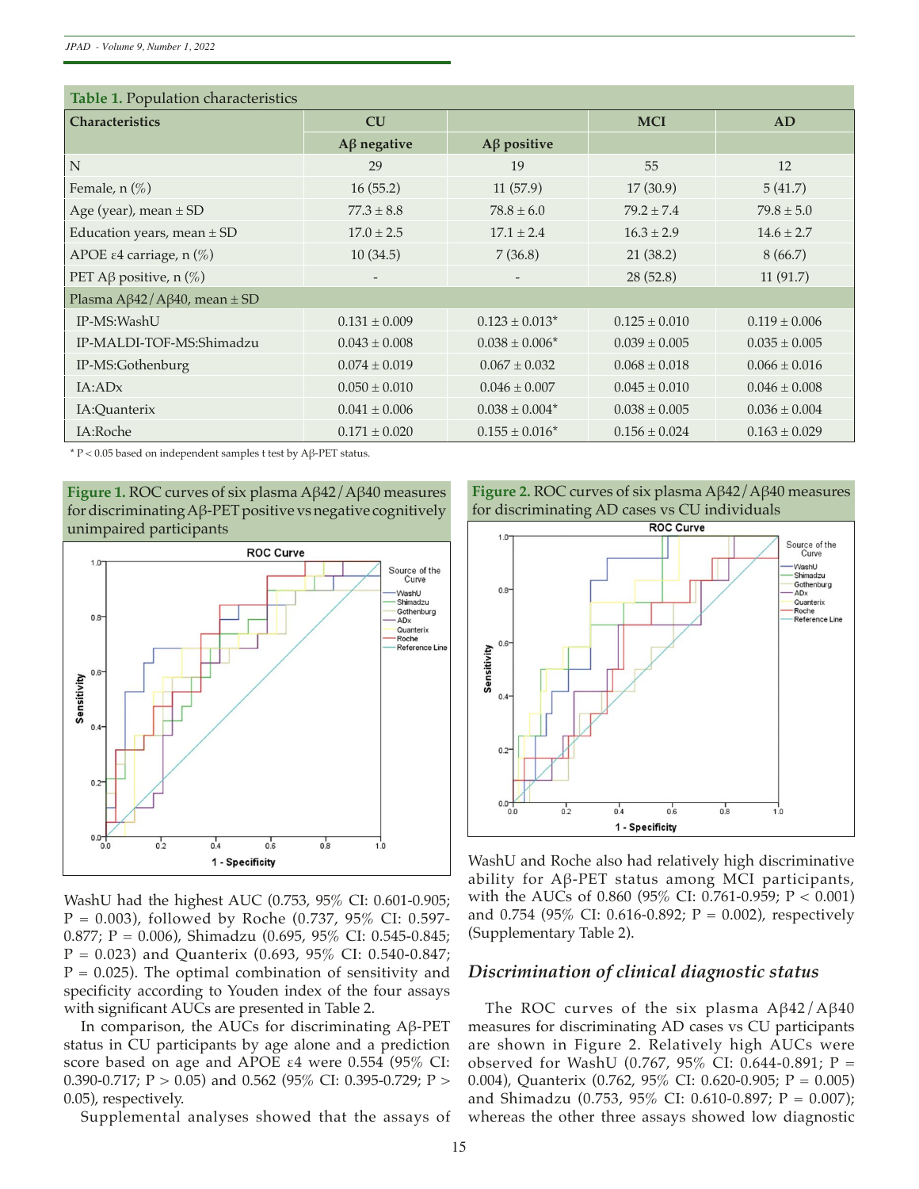**Table 1.** Population characteristics

| Characteristics | CU | | MCI | AD |
|---|---|---|---|---|
| | Aβ negative | Aβ positive | | |
| N | 29 | 19 | 55 | 12 |
| Female, n (%) | 16 (55.2) | 11 (57.9) | 17 (30.9) | 5 (41.7) |
| Age (year), mean ± SD | 77.3 ± 8.8 | 78.8 ± 6.0 | 79.2 ± 7.4 | 79.8 ± 5.0 |
| Education years, mean ± SD | 17.0 ± 2.5 | 17.1 ± 2.4 | 16.3 ± 2.9 | 14.6 ± 2.7 |
| APOE ε4 carriage, n (%) | 10 (34.5) | 7 (36.8) | 21 (38.2) | 8 (66.7) |
| PET Aβ positive, n (%) | - | - | 28 (52.8) | 11 (91.7) |
| Plasma Aβ42/Aβ40, mean ± SD | | | | |
| IP-MS:WashU | 0.131 ± 0.009 | 0.123 ± 0.013* | 0.125 ± 0.010 | 0.119 ± 0.006 |
| IP-MALDI-TOF-MS:Shimadzu | 0.043 ± 0.008 | 0.038 ± 0.006* | 0.039 ± 0.005 | 0.035 ± 0.005 |
| IP-MS:Gothenburg | 0.074 ± 0.019 | 0.067 ± 0.032 | 0.068 ± 0.018 | 0.066 ± 0.016 |
| IA:ADx | 0.050 ± 0.010 | 0.046 ± 0.007 | 0.045 ± 0.010 | 0.046 ± 0.008 |
| IA:Quanterix | 0.041 ± 0.006 | 0.038 ± 0.004* | 0.038 ± 0.005 | 0.036 ± 0.004 |
| IA:Roche | 0.171 ± 0.020 | 0.155 ± 0.016* | 0.156 ± 0.024 | 0.163 ± 0.029 |

\* P < 0.05 based on independent samples t test by Aβ-PET status.

**Figure 1.** ROC curves of six plasma Aβ42/Aβ40 measures for discriminating Aβ-PET positive vs negative cognitively unimpaired participants

WashU had the highest AUC (0.753, 95% CI: 0.601-0.905; P = 0.003), followed by Roche (0.737, 95% CI: 0.597-0.877; P = 0.006), Shimadzu (0.695, 95% CI: 0.545-0.845; P = 0.023) and Quanterix (0.693, 95% CI: 0.540-0.847; P = 0.025). The optimal combination of sensitivity and specificity according to Youden index of the four assays with significant AUCs are presented in Table 2.

In comparison, the AUCs for discriminating Aβ-PET status in CU participants by age alone and a prediction score based on age and APOE ε4 were 0.554 (95% CI: 0.390-0.717; P > 0.05) and 0.562 (95% CI: 0.395-0.729; P > 0.05), respectively.

Supplemental analyses showed that the assays of WashU and Roche also had relatively high discriminative ability for Aβ-PET status among MCI participants, with the AUCs of 0.860 (95% CI: 0.761-0.959; P < 0.001) and 0.754 (95% CI: 0.616-0.892; P = 0.002), respectively (Supplementary Table 2).

**Figure 2.** ROC curves of six plasma Aβ42/Aβ40 measures for discriminating AD cases vs CU individuals

### *Discrimination of clinical diagnostic status*

The ROC curves of the six plasma Aβ42/Aβ40 measures for discriminating AD cases vs CU participants are shown in Figure 2. Relatively high AUCs were observed for WashU (0.767, 95% CI: 0.644-0.891; P = 0.004), Quanterix (0.762, 95% CI: 0.620-0.905; P = 0.005) and Shimadzu (0.753, 95% CI: 0.610-0.897; P = 0.007); whereas the other three assays showed low diagnostic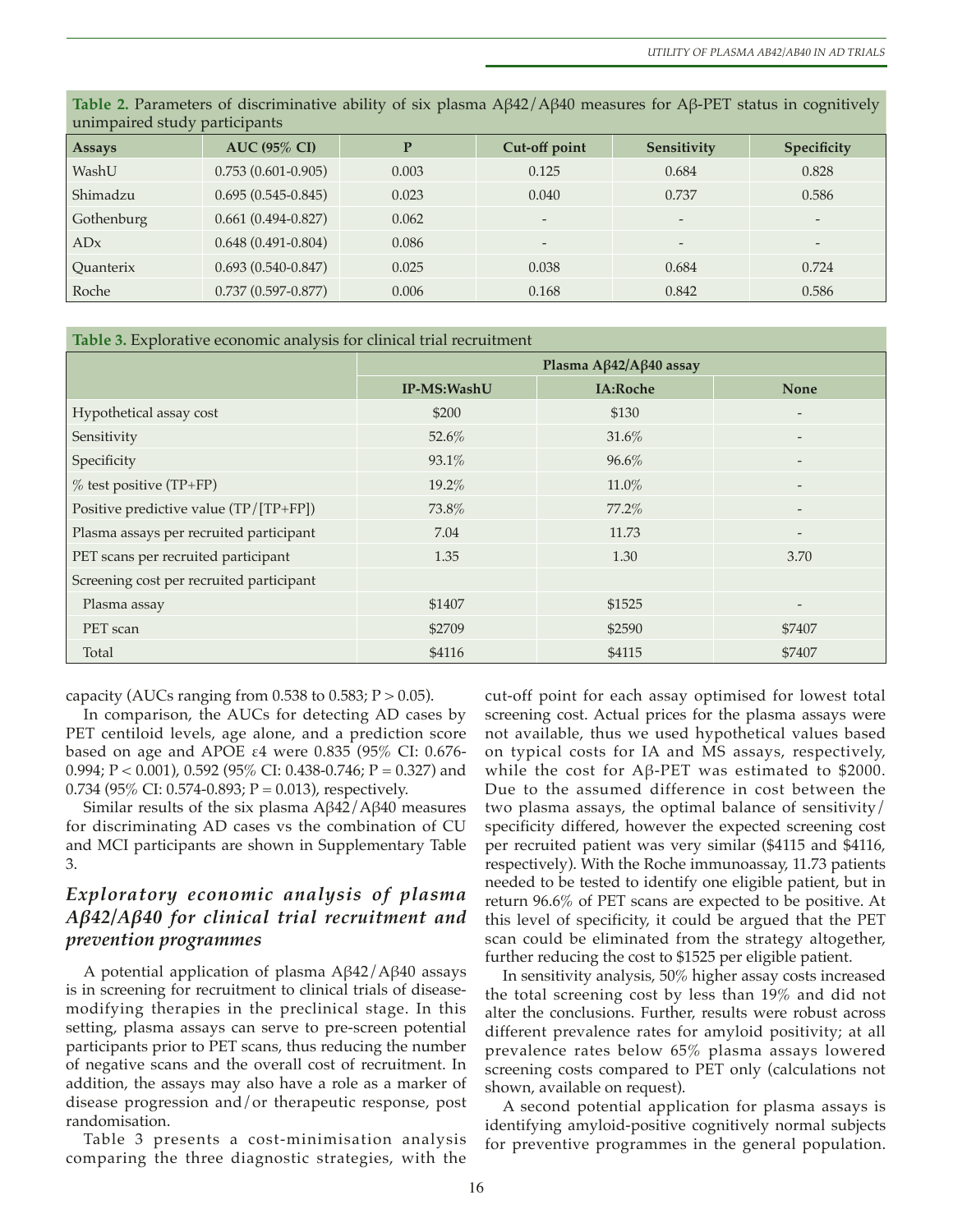**Table 2.** Parameters of discriminative ability of six plasma Aβ42/Aβ40 measures for Aβ-PET status in cognitively unimpaired study participants

| Assays | AUC (95% CI) | P | Cut-off point | Sensitivity | Specificity |
|---|---|---|---|---|---|
| WashU | 0.753 (0.601-0.905) | 0.003 | 0.125 | 0.684 | 0.828 |
| Shimadzu | 0.695 (0.545-0.845) | 0.023 | 0.040 | 0.737 | 0.586 |
| Gothenburg | 0.661 (0.494-0.827) | 0.062 | - | - | - |
| ADx | 0.648 (0.491-0.804) | 0.086 | - | - | - |
| Quanterix | 0.693 (0.540-0.847) | 0.025 | 0.038 | 0.684 | 0.724 |
| Roche | 0.737 (0.597-0.877) | 0.006 | 0.168 | 0.842 | 0.586 |

**Table 3.** Explorative economic analysis for clinical trial recruitment

| | Plasma Aβ42/Aβ40 assay | | |
|---|---|---|---|
| | IP-MS:WashU | IA:Roche | None |
| Hypothetical assay cost | \$200 | \$130 | - |
| Sensitivity | 52.6% | 31.6% | - |
| Specificity | 93.1% | 96.6% | - |
| % test positive (TP+FP) | 19.2% | 11.0% | - |
| Positive predictive value (TP/[TP+FP]) | 73.8% | 77.2% | - |
| Plasma assays per recruited participant | 7.04 | 11.73 | - |
| PET scans per recruited participant | 1.35 | 1.30 | 3.70 |
| Screening cost per recruited participant | | | |
| Plasma assay | \$1407 | \$1525 | - |
| PET scan | \$2709 | \$2590 | \$7407 |
| Total | \$4116 | \$4115 | \$7407 |

capacity (AUCs ranging from 0.538 to 0.583; $P > 0.05$).

In comparison, the AUCs for detecting AD cases by PET centiloid levels, age alone, and a prediction score based on age and APOE ε4 were 0.835 (95% CI: 0.676-0.994; $P < 0.001$), 0.592 (95% CI: 0.438-0.746; $P = 0.327$) and 0.734 (95% CI: 0.574-0.893; $P = 0.013$), respectively.

Similar results of the six plasma Aβ42/Aβ40 measures for discriminating AD cases vs the combination of CU and MCI participants are shown in Supplementary Table 3.

## *Exploratory economic analysis of plasma Aβ42/Aβ40 for clinical trial recruitment and prevention programmes*

A potential application of plasma Aβ42/Aβ40 assays is in screening for recruitment to clinical trials of disease-modifying therapies in the preclinical stage. In this setting, plasma assays can serve to pre-screen potential participants prior to PET scans, thus reducing the number of negative scans and the overall cost of recruitment. In addition, the assays may also have a role as a marker of disease progression and/or therapeutic response, post randomisation.

Table 3 presents a cost-minimisation analysis comparing the three diagnostic strategies, with the cut-off point for each assay optimised for lowest total screening cost. Actual prices for the plasma assays were not available, thus we used hypothetical values based on typical costs for IA and MS assays, respectively, while the cost for Aβ-PET was estimated to \$2000. Due to the assumed difference in cost between the two plasma assays, the optimal balance of sensitivity/specificity differed, however the expected screening cost per recruited patient was very similar (\$4115 and \$4116, respectively). With the Roche immunoassay, 11.73 patients needed to be tested to identify one eligible patient, but in return 96.6% of PET scans are expected to be positive. At this level of specificity, it could be argued that the PET scan could be eliminated from the strategy altogether, further reducing the cost to \$1525 per eligible patient.

In sensitivity analysis, 50% higher assay costs increased the total screening cost by less than 19% and did not alter the conclusions. Further, results were robust across different prevalence rates for amyloid positivity; at all prevalence rates below 65% plasma assays lowered screening costs compared to PET only (calculations not shown, available on request).

A second potential application for plasma assays is identifying amyloid-positive cognitively normal subjects for preventive programmes in the general population.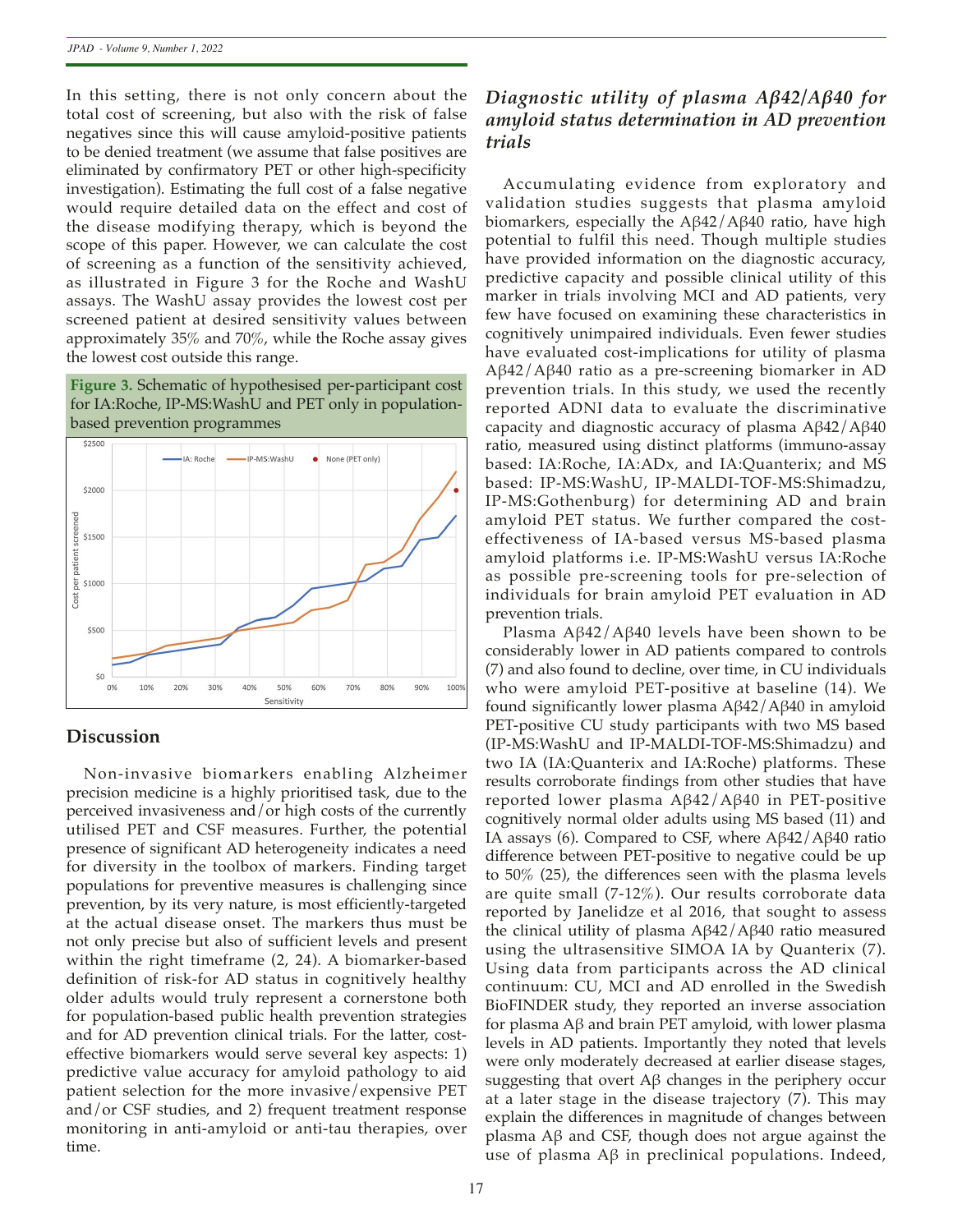In this setting, there is not only concern about the total cost of screening, but also with the risk of false negatives since this will cause amyloid-positive patients to be denied treatment (we assume that false positives are eliminated by confirmatory PET or other high-specificity investigation). Estimating the full cost of a false negative would require detailed data on the effect and cost of the disease modifying therapy, which is beyond the scope of this paper. However, we can calculate the cost of screening as a function of the sensitivity achieved, as illustrated in Figure 3 for the Roche and WashU assays. The WashU assay provides the lowest cost per screened patient at desired sensitivity values between approximately 35% and 70%, while the Roche assay gives the lowest cost outside this range.

**Figure 3.** Schematic of hypothesised per-participant cost for IA:Roche, IP-MS:WashU and PET only in population-based prevention programmes

## Discussion

Non-invasive biomarkers enabling Alzheimer precision medicine is a highly prioritised task, due to the perceived invasiveness and/or high costs of the currently utilised PET and CSF measures. Further, the potential presence of significant AD heterogeneity indicates a need for diversity in the toolbox of markers. Finding target populations for preventive measures is challenging since prevention, by its very nature, is most efficiently-targeted at the actual disease onset. The markers thus must be not only precise but also of sufficient levels and present within the right timeframe (2, 24). A biomarker-based definition of risk-for AD status in cognitively healthy older adults would truly represent a cornerstone both for population-based public health prevention strategies and for AD prevention clinical trials. For the latter, cost-effective biomarkers would serve several key aspects: 1) predictive value accuracy for amyloid pathology to aid patient selection for the more invasive/expensive PET and/or CSF studies, and 2) frequent treatment response monitoring in anti-amyloid or anti-tau therapies, over time.

### *Diagnostic utility of plasma Aβ42/Aβ40 for amyloid status determination in AD prevention trials*

Accumulating evidence from exploratory and validation studies suggests that plasma amyloid biomarkers, especially the Aβ42/Aβ40 ratio, have high potential to fulfil this need. Though multiple studies have provided information on the diagnostic accuracy, predictive capacity and possible clinical utility of this marker in trials involving MCI and AD patients, very few have focused on examining these characteristics in cognitively unimpaired individuals. Even fewer studies have evaluated cost-implications for utility of plasma Aβ42/Aβ40 ratio as a pre-screening biomarker in AD prevention trials. In this study, we used the recently reported ADNI data to evaluate the discriminative capacity and diagnostic accuracy of plasma Aβ42/Aβ40 ratio, measured using distinct platforms (immuno-assay based: IA:Roche, IA:ADx, and IA:Quanterix; and MS based: IP-MS:WashU, IP-MALDI-TOF-MS:Shimadzu, IP-MS:Gothenburg) for determining AD and brain amyloid PET status. We further compared the cost-effectiveness of IA-based versus MS-based plasma amyloid platforms i.e. IP-MS:WashU versus IA:Roche as possible pre-screening tools for pre-selection of individuals for brain amyloid PET evaluation in AD prevention trials.

Plasma Aβ42/Aβ40 levels have been shown to be considerably lower in AD patients compared to controls (7) and also found to decline, over time, in CU individuals who were amyloid PET-positive at baseline (14). We found significantly lower plasma Aβ42/Aβ40 in amyloid PET-positive CU study participants with two MS based (IP-MS:WashU and IP-MALDI-TOF-MS:Shimadzu) and two IA (IA:Quanterix and IA:Roche) platforms. These results corroborate findings from other studies that have reported lower plasma Aβ42/Aβ40 in PET-positive cognitively normal older adults using MS based (11) and IA assays (6). Compared to CSF, where Aβ42/Aβ40 ratio difference between PET-positive to negative could be up to 50% (25), the differences seen with the plasma levels are quite small (7-12%). Our results corroborate data reported by Janelidze et al 2016, that sought to assess the clinical utility of plasma Aβ42/Aβ40 ratio measured using the ultrasensitive SIMOA IA by Quanterix (7). Using data from participants across the AD clinical continuum: CU, MCI and AD enrolled in the Swedish BioFINDER study, they reported an inverse association for plasma Aβ and brain PET amyloid, with lower plasma levels in AD patients. Importantly they noted that levels were only moderately decreased at earlier disease stages, suggesting that overt Aβ changes in the periphery occur at a later stage in the disease trajectory (7). This may explain the differences in magnitude of changes between plasma Aβ and CSF, though does not argue against the use of plasma Aβ in preclinical populations. Indeed,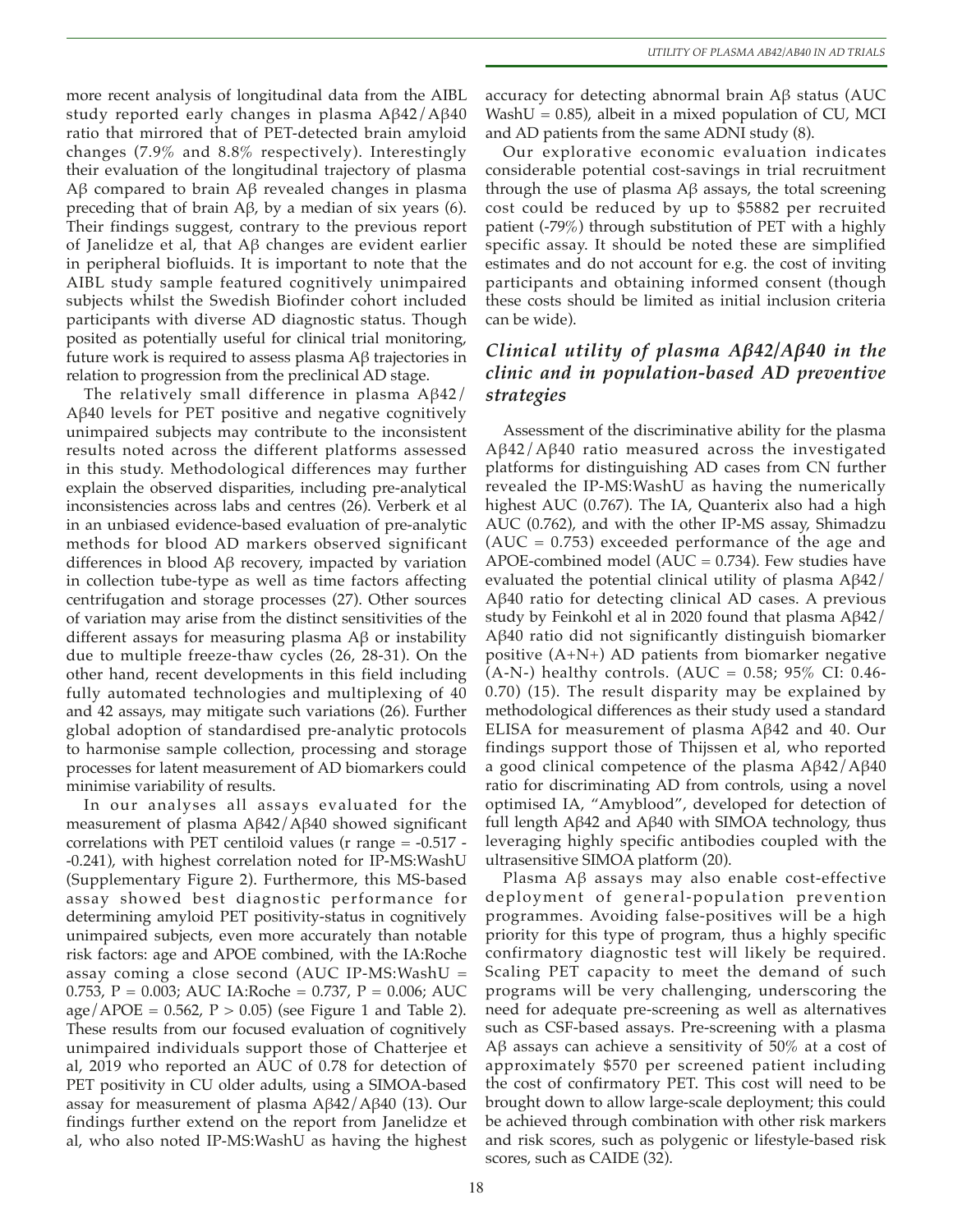more recent analysis of longitudinal data from the AIBL study reported early changes in plasma Aβ42/Aβ40 ratio that mirrored that of PET-detected brain amyloid changes (7.9% and 8.8% respectively). Interestingly their evaluation of the longitudinal trajectory of plasma Aβ compared to brain Aβ revealed changes in plasma preceding that of brain Aβ, by a median of six years (6). Their findings suggest, contrary to the previous report of Janelidze et al, that Aβ changes are evident earlier in peripheral biofluids. It is important to note that the AIBL study sample featured cognitively unimpaired subjects whilst the Swedish Biofinder cohort included participants with diverse AD diagnostic status. Though posited as potentially useful for clinical trial monitoring, future work is required to assess plasma Aβ trajectories in relation to progression from the preclinical AD stage.

The relatively small difference in plasma Aβ42/Aβ40 levels for PET positive and negative cognitively unimpaired subjects may contribute to the inconsistent results noted across the different platforms assessed in this study. Methodological differences may further explain the observed disparities, including pre-analytical inconsistencies across labs and centres (26). Verberk et al in an unbiased evidence-based evaluation of pre-analytic methods for blood AD markers observed significant differences in blood Aβ recovery, impacted by variation in collection tube-type as well as time factors affecting centrifugation and storage processes (27). Other sources of variation may arise from the distinct sensitivities of the different assays for measuring plasma Aβ or instability due to multiple freeze-thaw cycles (26, 28-31). On the other hand, recent developments in this field including fully automated technologies and multiplexing of 40 and 42 assays, may mitigate such variations (26). Further global adoption of standardised pre-analytic protocols to harmonise sample collection, processing and storage processes for latent measurement of AD biomarkers could minimise variability of results.

In our analyses all assays evaluated for the measurement of plasma Aβ42/Aβ40 showed significant correlations with PET centiloid values (r range = -0.517 - -0.241), with highest correlation noted for IP-MS:WashU (Supplementary Figure 2). Furthermore, this MS-based assay showed best diagnostic performance for determining amyloid PET positivity-status in cognitively unimpaired subjects, even more accurately than notable risk factors: age and APOE combined, with the IA:Roche assay coming a close second (AUC IP-MS:WashU = 0.753, P = 0.003; AUC IA:Roche = 0.737, P = 0.006; AUC age/APOE = 0.562, P > 0.05) (see Figure 1 and Table 2). These results from our focused evaluation of cognitively unimpaired individuals support those of Chatterjee et al, 2019 who reported an AUC of 0.78 for detection of PET positivity in CU older adults, using a SIMOA-based assay for measurement of plasma Aβ42/Aβ40 (13). Our findings further extend on the report from Janelidze et al, who also noted IP-MS:WashU as having the highest accuracy for detecting abnormal brain Aβ status (AUC WashU = 0.85), albeit in a mixed population of CU, MCI and AD patients from the same ADNI study (8).

Our explorative economic evaluation indicates considerable potential cost-savings in trial recruitment through the use of plasma Aβ assays, the total screening cost could be reduced by up to $5882 per recruited patient (-79%) through substitution of PET with a highly specific assay. It should be noted these are simplified estimates and do not account for e.g. the cost of inviting participants and obtaining informed consent (though these costs should be limited as initial inclusion criteria can be wide).

## *Clinical utility of plasma Aβ42/Aβ40 in the clinic and in population-based AD preventive strategies*

Assessment of the discriminative ability for the plasma Aβ42/Aβ40 ratio measured across the investigated platforms for distinguishing AD cases from CN further revealed the IP-MS:WashU as having the numerically highest AUC (0.767). The IA, Quanterix also had a high AUC (0.762), and with the other IP-MS assay, Shimadzu (AUC = 0.753) exceeded performance of the age and APOE-combined model (AUC = 0.734). Few studies have evaluated the potential clinical utility of plasma Aβ42/Aβ40 ratio for detecting clinical AD cases. A previous study by Feinkohl et al in 2020 found that plasma Aβ42/Aβ40 ratio did not significantly distinguish biomarker positive (A+N+) AD patients from biomarker negative (A-N-) healthy controls. (AUC = 0.58; 95% CI: 0.46-0.70) (15). The result disparity may be explained by methodological differences as their study used a standard ELISA for measurement of plasma Aβ42 and 40. Our findings support those of Thijssen et al, who reported a good clinical competence of the plasma Aβ42/Aβ40 ratio for discriminating AD from controls, using a novel optimised IA, "Amyblood", developed for detection of full length Aβ42 and Aβ40 with SIMOA technology, thus leveraging highly specific antibodies coupled with the ultrasensitive SIMOA platform (20).

Plasma Aβ assays may also enable cost-effective deployment of general-population prevention programmes. Avoiding false-positives will be a high priority for this type of program, thus a highly specific confirmatory diagnostic test will likely be required. Scaling PET capacity to meet the demand of such programs will be very challenging, underscoring the need for adequate pre-screening as well as alternatives such as CSF-based assays. Pre-screening with a plasma Aβ assays can achieve a sensitivity of 50% at a cost of approximately $570 per screened patient including the cost of confirmatory PET. This cost will need to be brought down to allow large-scale deployment; this could be achieved through combination with other risk markers and risk scores, such as polygenic or lifestyle-based risk scores, such as CAIDE (32).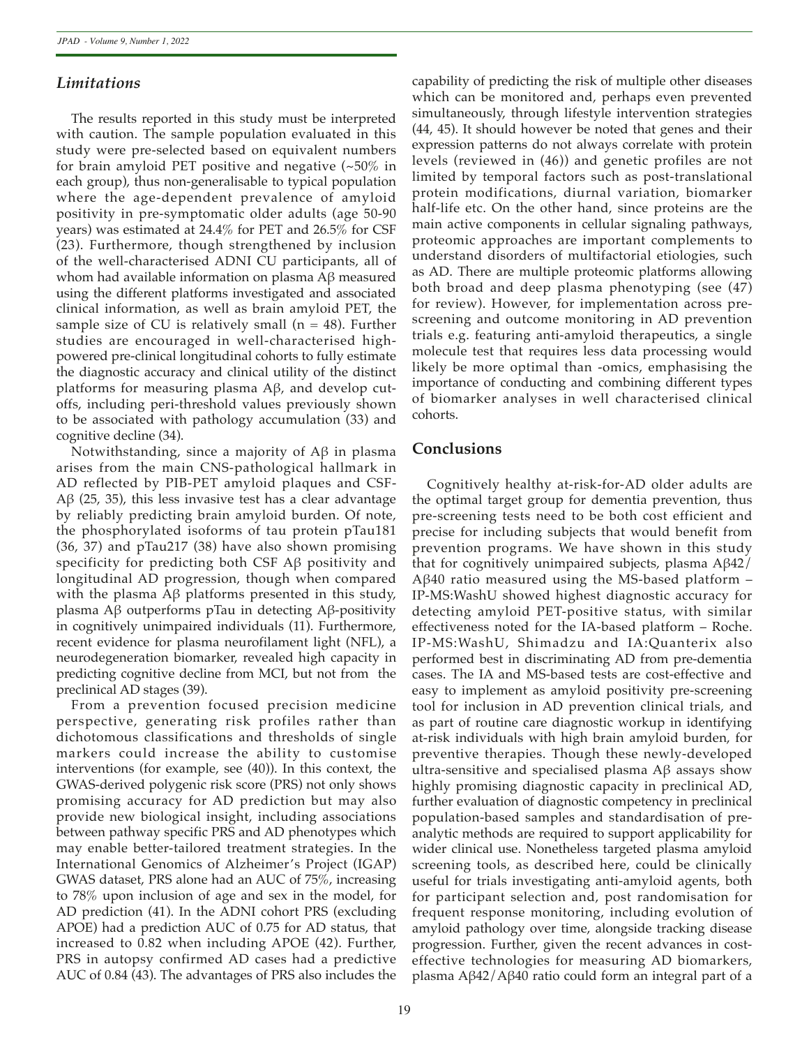## *Limitations*

The results reported in this study must be interpreted with caution. The sample population evaluated in this study were pre-selected based on equivalent numbers for brain amyloid PET positive and negative (~50% in each group), thus non-generalisable to typical population where the age-dependent prevalence of amyloid positivity in pre-symptomatic older adults (age 50-90 years) was estimated at 24.4% for PET and 26.5% for CSF (23). Furthermore, though strengthened by inclusion of the well-characterised ADNI CU participants, all of whom had available information on plasma Aβ measured using the different platforms investigated and associated clinical information, as well as brain amyloid PET, the sample size of CU is relatively small (n = 48). Further studies are encouraged in well-characterised high-powered pre-clinical longitudinal cohorts to fully estimate the diagnostic accuracy and clinical utility of the distinct platforms for measuring plasma Aβ, and develop cut-offs, including peri-threshold values previously shown to be associated with pathology accumulation (33) and cognitive decline (34).

Notwithstanding, since a majority of Aβ in plasma arises from the main CNS-pathological hallmark in AD reflected by PIB-PET amyloid plaques and CSF-Aβ (25, 35), this less invasive test has a clear advantage by reliably predicting brain amyloid burden. Of note, the phosphorylated isoforms of tau protein pTau181 (36, 37) and pTau217 (38) have also shown promising specificity for predicting both CSF Aβ positivity and longitudinal AD progression, though when compared with the plasma Aβ platforms presented in this study, plasma Aβ outperforms pTau in detecting Aβ-positivity in cognitively unimpaired individuals (11). Furthermore, recent evidence for plasma neurofilament light (NFL), a neurodegeneration biomarker, revealed high capacity in predicting cognitive decline from MCI, but not from the preclinical AD stages (39).

From a prevention focused precision medicine perspective, generating risk profiles rather than dichotomous classifications and thresholds of single markers could increase the ability to customise interventions (for example, see (40)). In this context, the GWAS-derived polygenic risk score (PRS) not only shows promising accuracy for AD prediction but may also provide new biological insight, including associations between pathway specific PRS and AD phenotypes which may enable better-tailored treatment strategies. In the International Genomics of Alzheimer's Project (IGAP) GWAS dataset, PRS alone had an AUC of 75%, increasing to 78% upon inclusion of age and sex in the model, for AD prediction (41). In the ADNI cohort PRS (excluding APOE) had a prediction AUC of 0.75 for AD status, that increased to 0.82 when including APOE (42). Further, PRS in autopsy confirmed AD cases had a predictive AUC of 0.84 (43). The advantages of PRS also includes the capability of predicting the risk of multiple other diseases which can be monitored and, perhaps even prevented simultaneously, through lifestyle intervention strategies (44, 45). It should however be noted that genes and their expression patterns do not always correlate with protein levels (reviewed in (46)) and genetic profiles are not limited by temporal factors such as post-translational protein modifications, diurnal variation, biomarker half-life etc. On the other hand, since proteins are the main active components in cellular signaling pathways, proteomic approaches are important complements to understand disorders of multifactorial etiologies, such as AD. There are multiple proteomic platforms allowing both broad and deep plasma phenotyping (see (47) for review). However, for implementation across pre-screening and outcome monitoring in AD prevention trials e.g. featuring anti-amyloid therapeutics, a single molecule test that requires less data processing would likely be more optimal than -omics, emphasising the importance of conducting and combining different types of biomarker analyses in well characterised clinical cohorts.

## Conclusions

Cognitively healthy at-risk-for-AD older adults are the optimal target group for dementia prevention, thus pre-screening tests need to be both cost efficient and precise for including subjects that would benefit from prevention programs. We have shown in this study that for cognitively unimpaired subjects, plasma Aβ42/Aβ40 ratio measured using the MS-based platform – IP-MS:WashU showed highest diagnostic accuracy for detecting amyloid PET-positive status, with similar effectiveness noted for the IA-based platform – Roche. IP-MS:WashU, Shimadzu and IA:Quanterix also performed best in discriminating AD from pre-dementia cases. The IA and MS-based tests are cost-effective and easy to implement as amyloid positivity pre-screening tool for inclusion in AD prevention clinical trials, and as part of routine care diagnostic workup in identifying at-risk individuals with high brain amyloid burden, for preventive therapies. Though these newly-developed ultra-sensitive and specialised plasma Aβ assays show highly promising diagnostic capacity in preclinical AD, further evaluation of diagnostic competency in preclinical population-based samples and standardisation of pre-analytic methods are required to support applicability for wider clinical use. Nonetheless targeted plasma amyloid screening tools, as described here, could be clinically useful for trials investigating anti-amyloid agents, both for participant selection and, post randomisation for frequent response monitoring, including evolution of amyloid pathology over time, alongside tracking disease progression. Further, given the recent advances in cost-effective technologies for measuring AD biomarkers, plasma Aβ42/Aβ40 ratio could form an integral part of a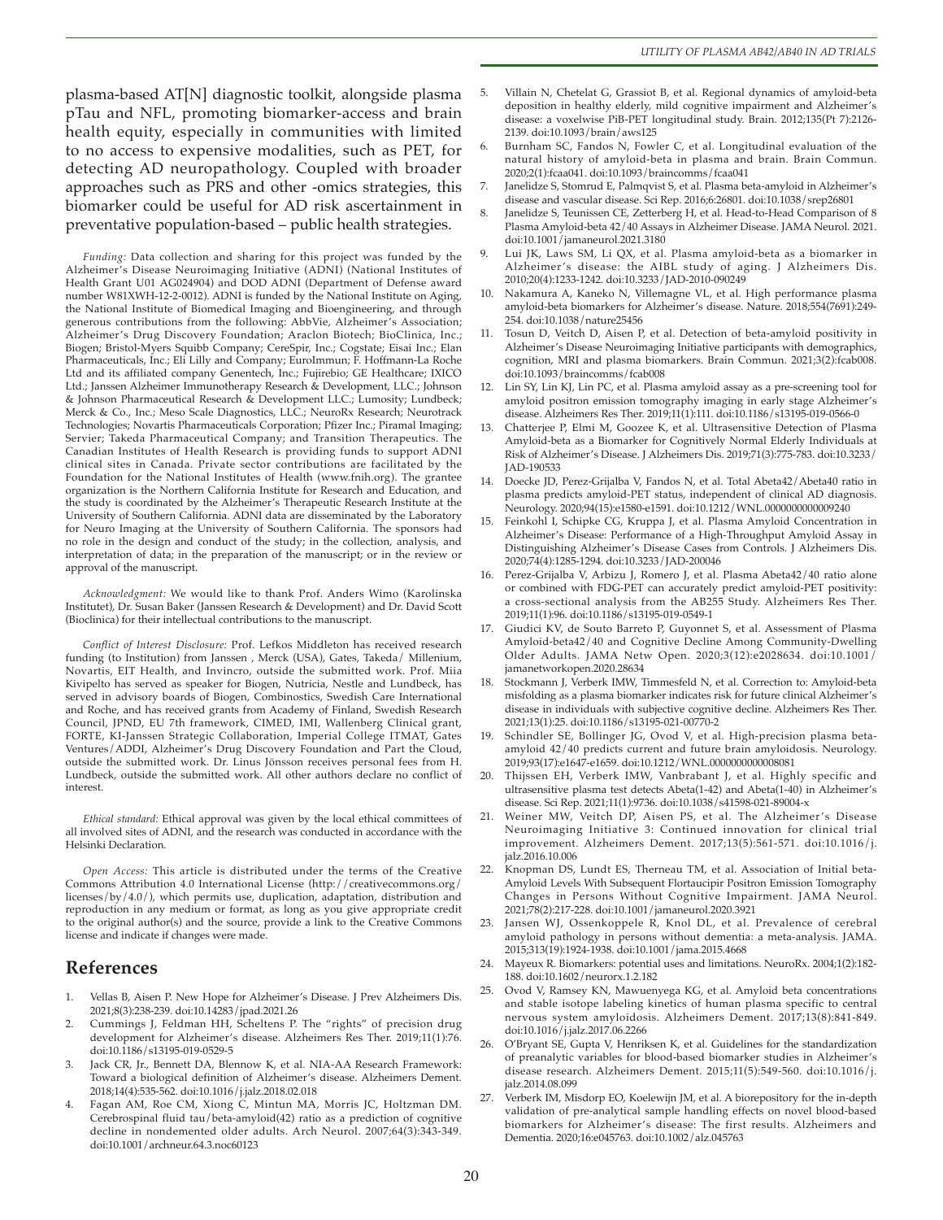plasma-based AT[N] diagnostic toolkit, alongside plasma pTau and NFL, promoting biomarker-access and brain health equity, especially in communities with limited to no access to expensive modalities, such as PET, for detecting AD neuropathology. Coupled with broader approaches such as PRS and other -omics strategies, this biomarker could be useful for AD risk ascertainment in preventative population-based – public health strategies.

*Funding:* Data collection and sharing for this project was funded by the Alzheimer's Disease Neuroimaging Initiative (ADNI) (National Institutes of Health Grant U01 AG024904) and DOD ADNI (Department of Defense award number W81XWH-12-2-0012). ADNI is funded by the National Institute on Aging, the National Institute of Biomedical Imaging and Bioengineering, and through generous contributions from the following: AbbVie, Alzheimer's Association; Alzheimer's Drug Discovery Foundation; Araclon Biotech; BioClinica, Inc.; Biogen; Bristol-Myers Squibb Company; CereSpir, Inc.; Cogstate; Eisai Inc.; Elan Pharmaceuticals, Inc.; Eli Lilly and Company; EuroImmun; F. Hoffmann-La Roche Ltd and its affiliated company Genentech, Inc.; Fujirebio; GE Healthcare; IXICO Ltd.; Janssen Alzheimer Immunotherapy Research & Development, LLC.; Johnson & Johnson Pharmaceutical Research & Development LLC.; Lumosity; Lundbeck; Merck & Co., Inc.; Meso Scale Diagnostics, LLC.; NeuroRx Research; Neurotrack Technologies; Novartis Pharmaceuticals Corporation; Pfizer Inc.; Piramal Imaging; Servier; Takeda Pharmaceutical Company; and Transition Therapeutics. The Canadian Institutes of Health Research is providing funds to support ADNI clinical sites in Canada. Private sector contributions are facilitated by the Foundation for the National Institutes of Health (www.fnih.org). The grantee organization is the Northern California Institute for Research and Education, and the study is coordinated by the Alzheimer's Therapeutic Research Institute at the University of Southern California. ADNI data are disseminated by the Laboratory for Neuro Imaging at the University of Southern California. The sponsors had no role in the design and conduct of the study; in the collection, analysis, and interpretation of data; in the preparation of the manuscript; or in the review or approval of the manuscript.

*Acknowledgment:* We would like to thank Prof. Anders Wimo (Karolinska Institutet), Dr. Susan Baker (Janssen Research & Development) and Dr. David Scott (Bioclinica) for their intellectual contributions to the manuscript.

*Conflict of Interest Disclosure:* Prof. Lefkos Middleton has received research funding (to Institution) from Janssen , Merck (USA), Gates, Takeda/ Millenium, Novartis, EIT Health, and Invincro, outside the submitted work. Prof. Miia Kivipelto has served as speaker for Biogen, Nutricia, Nestle and Lundbeck, has served in advisory boards of Biogen, Combinostics, Swedish Care International and Roche, and has received grants from Academy of Finland, Swedish Research Council, JPND, EU 7th framework, CIMED, IMI, Wallenberg Clinical grant, FORTE, KI-Janssen Strategic Collaboration, Imperial College ITMAT, Gates Ventures/ADDI, Alzheimer's Drug Discovery Foundation and Part the Cloud, outside the submitted work. Dr. Linus Jönsson receives personal fees from H. Lundbeck, outside the submitted work. All other authors declare no conflict of interest.

*Ethical standard:* Ethical approval was given by the local ethical committees of all involved sites of ADNI, and the research was conducted in accordance with the Helsinki Declaration.

*Open Access:* This article is distributed under the terms of the Creative Commons Attribution 4.0 International License (http://creativecommons.org/licenses/by/4.0/), which permits use, duplication, adaptation, distribution and reproduction in any medium or format, as long as you give appropriate credit to the original author(s) and the source, provide a link to the Creative Commons license and indicate if changes were made.

## References

1. Vellas B, Aisen P. New Hope for Alzheimer's Disease. J Prev Alzheimers Dis. 2021;8(3):238-239. doi:10.14283/jpad.2021.26
2. Cummings J, Feldman HH, Scheltens P. The "rights" of precision drug development for Alzheimer's disease. Alzheimers Res Ther. 2019;11(1):76. doi:10.1186/s13195-019-0529-5
3. Jack CR, Jr., Bennett DA, Blennow K, et al. NIA-AA Research Framework: Toward a biological definition of Alzheimer's disease. Alzheimers Dement. 2018;14(4):535-562. doi:10.1016/j.jalz.2018.02.018
4. Fagan AM, Roe CM, Xiong C, Mintun MA, Morris JC, Holtzman DM. Cerebrospinal fluid tau/beta-amyloid(42) ratio as a prediction of cognitive decline in nondemented older adults. Arch Neurol. 2007;64(3):343-349. doi:10.1001/archneur.64.3.noc60123
5. Villain N, Chetelat G, Grassiot B, et al. Regional dynamics of amyloid-beta deposition in healthy elderly, mild cognitive impairment and Alzheimer's disease: a voxelwise PiB-PET longitudinal study. Brain. 2012;135(Pt 7):2126-2139. doi:10.1093/brain/aws125
6. Burnham SC, Fandos N, Fowler C, et al. Longitudinal evaluation of the natural history of amyloid-beta in plasma and brain. Brain Commun. 2020;2(1):fcaa041. doi:10.1093/braincomms/fcaa041
7. Janelidze S, Stomrud E, Palmqvist S, et al. Plasma beta-amyloid in Alzheimer's disease and vascular disease. Sci Rep. 2016;6:26801. doi:10.1038/srep26801
8. Janelidze S, Teunissen CE, Zetterberg H, et al. Head-to-Head Comparison of 8 Plasma Amyloid-beta 42/40 Assays in Alzheimer Disease. JAMA Neurol. 2021. doi:10.1001/jamaneurol.2021.3180
9. Lui JK, Laws SM, Li QX, et al. Plasma amyloid-beta as a biomarker in Alzheimer's disease: the AIBL study of aging. J Alzheimers Dis. 2010;20(4):1233-1242. doi:10.3233/JAD-2010-090249
10. Nakamura A, Kaneko N, Villemagne VL, et al. High performance plasma amyloid-beta biomarkers for Alzheimer's disease. Nature. 2018;554(7691):249-254. doi:10.1038/nature25456
11. Tosun D, Veitch D, Aisen P, et al. Detection of beta-amyloid positivity in Alzheimer's Disease Neuroimaging Initiative participants with demographics, cognition, MRI and plasma biomarkers. Brain Commun. 2021;3(2):fcab008. doi:10.1093/braincomms/fcab008
12. Lin SY, Lin KJ, Lin PC, et al. Plasma amyloid assay as a pre-screening tool for amyloid positron emission tomography imaging in early stage Alzheimer's disease. Alzheimers Res Ther. 2019;11(1):111. doi:10.1186/s13195-019-0566-0
13. Chatterjee P, Elmi M, Goozee K, et al. Ultrasensitive Detection of Plasma Amyloid-beta as a Biomarker for Cognitively Normal Elderly Individuals at Risk of Alzheimer's Disease. J Alzheimers Dis. 2019;71(3):775-783. doi:10.3233/JAD-190533
14. Doecke JD, Perez-Grijalba V, Fandos N, et al. Total Abeta42/Abeta40 ratio in plasma predicts amyloid-PET status, independent of clinical AD diagnosis. Neurology. 2020;94(15):e1580-e1591. doi:10.1212/WNL.0000000000009240
15. Feinkohl I, Schipke CG, Kruppa J, et al. Plasma Amyloid Concentration in Alzheimer's Disease: Performance of a High-Throughput Amyloid Assay in Distinguishing Alzheimer's Disease Cases from Controls. J Alzheimers Dis. 2020;74(4):1285-1294. doi:10.3233/JAD-200046
16. Perez-Grijalba V, Arbizu J, Romero J, et al. Plasma Abeta42/40 ratio alone or combined with FDG-PET can accurately predict amyloid-PET positivity: a cross-sectional analysis from the AB255 Study. Alzheimers Res Ther. 2019;11(1):96. doi:10.1186/s13195-019-0549-1
17. Giudici KV, de Souto Barreto P, Guyonnet S, et al. Assessment of Plasma Amyloid-beta42/40 and Cognitive Decline Among Community-Dwelling Older Adults. JAMA Netw Open. 2020;3(12):e2028634. doi:10.1001/jamanetworkopen.2020.28634
18. Stockmann J, Verberk IMW, Timmesfeld N, et al. Correction to: Amyloid-beta misfolding as a plasma biomarker indicates risk for future clinical Alzheimer's disease in individuals with subjective cognitive decline. Alzheimers Res Ther. 2021;13(1):25. doi:10.1186/s13195-021-00770-2
19. Schindler SE, Bollinger JG, Ovod V, et al. High-precision plasma beta-amyloid 42/40 predicts current and future brain amyloidosis. Neurology. 2019;93(17):e1647-e1659. doi:10.1212/WNL.0000000000008081
20. Thijssen EH, Verberk IMW, Vanbrabant J, et al. Highly specific and ultrasensitive plasma test detects Abeta(1-42) and Abeta(1-40) in Alzheimer's disease. Sci Rep. 2021;11(1):9736. doi:10.1038/s41598-021-89004-x
21. Weiner MW, Veitch DP, Aisen PS, et al. The Alzheimer's Disease Neuroimaging Initiative 3: Continued innovation for clinical trial improvement. Alzheimers Dement. 2017;13(5):561-571. doi:10.1016/j.jalz.2016.10.006
22. Knopman DS, Lundt ES, Therneau TM, et al. Association of Initial beta-Amyloid Levels With Subsequent Flortaucipir Positron Emission Tomography Changes in Persons Without Cognitive Impairment. JAMA Neurol. 2021;78(2):217-228. doi:10.1001/jamaneurol.2020.3921
23. Jansen WJ, Ossenkoppele R, Knol DL, et al. Prevalence of cerebral amyloid pathology in persons without dementia: a meta-analysis. JAMA. 2015;313(19):1924-1938. doi:10.1001/jama.2015.4668
24. Mayeux R. Biomarkers: potential uses and limitations. NeuroRx. 2004;1(2):182-188. doi:10.1602/neurorx.1.2.182
25. Ovod V, Ramsey KN, Mawuenyega KG, et al. Amyloid beta concentrations and stable isotope labeling kinetics of human plasma specific to central nervous system amyloidosis. Alzheimers Dement. 2017;13(8):841-849. doi:10.1016/j.jalz.2017.06.2266
26. O'Bryant SE, Gupta V, Henriksen K, et al. Guidelines for the standardization of preanalytic variables for blood-based biomarker studies in Alzheimer's disease research. Alzheimers Dement. 2015;11(5):549-560. doi:10.1016/j.jalz.2014.08.099
27. Verberk IM, Misdorp EO, Koelewijn JM, et al. A biorepository for the in-depth validation of pre-analytical sample handling effects on novel blood-based biomarkers for Alzheimer's disease: The first results. Alzheimers and Dementia. 2020;16:e045763. doi:10.1002/alz.045763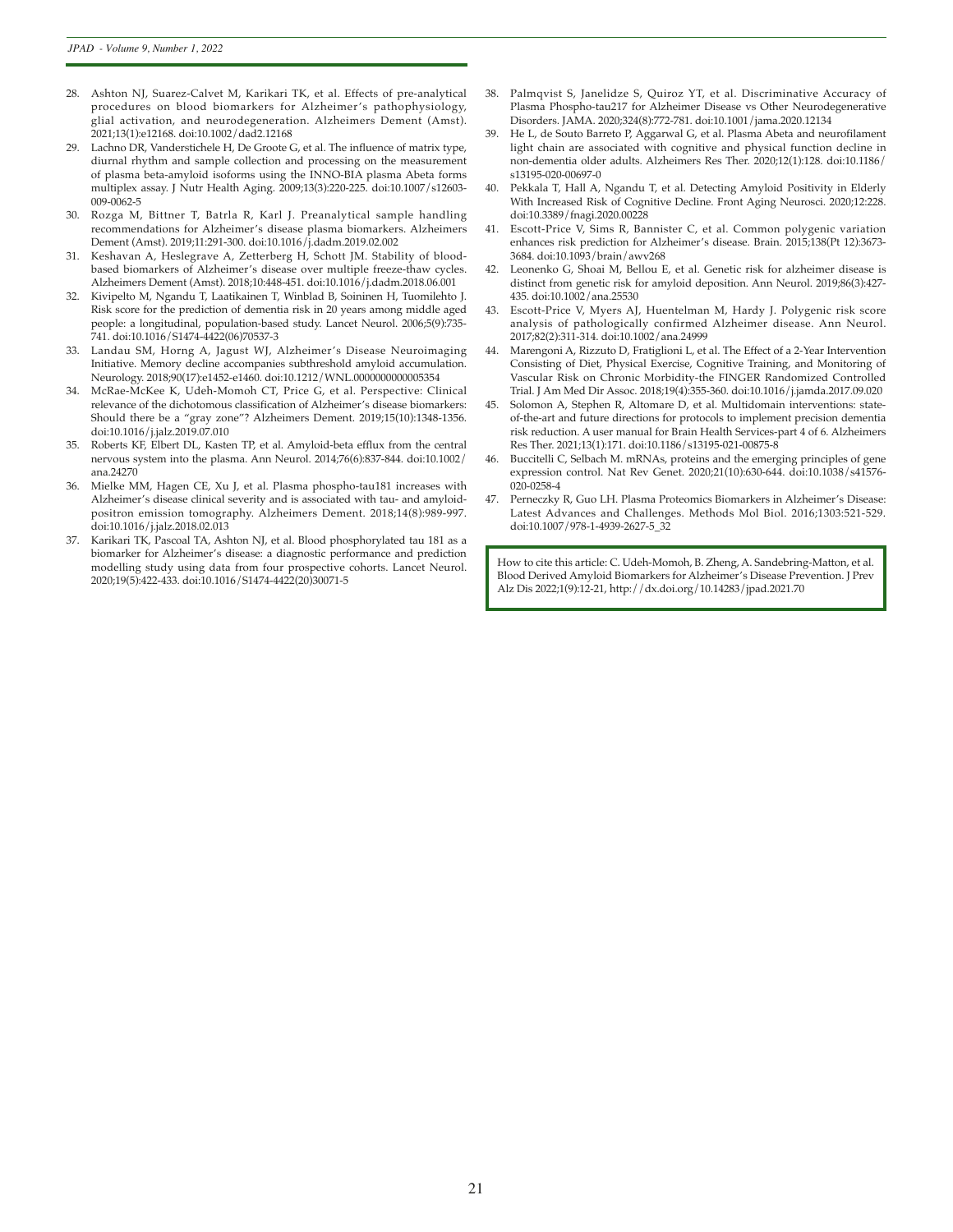28. Ashton NJ, Suarez-Calvet M, Karikari TK, et al. Effects of pre-analytical procedures on blood biomarkers for Alzheimer's pathophysiology, glial activation, and neurodegeneration. Alzheimers Dement (Amst). 2021;13(1):e12168. doi:10.1002/dad2.12168
29. Lachno DR, Vanderstichele H, De Groote G, et al. The influence of matrix type, diurnal rhythm and sample collection and processing on the measurement of plasma beta-amyloid isoforms using the INNO-BIA plasma Abeta forms multiplex assay. J Nutr Health Aging. 2009;13(3):220-225. doi:10.1007/s12603-009-0062-5
30. Rozga M, Bittner T, Batrla R, Karl J. Preanalytical sample handling recommendations for Alzheimer's disease plasma biomarkers. Alzheimers Dement (Amst). 2019;11:291-300. doi:10.1016/j.dadm.2019.02.002
31. Keshavan A, Heslegrave A, Zetterberg H, Schott JM. Stability of blood-based biomarkers of Alzheimer's disease over multiple freeze-thaw cycles. Alzheimers Dement (Amst). 2018;10:448-451. doi:10.1016/j.dadm.2018.06.001
32. Kivipelto M, Ngandu T, Laatikainen T, Winblad B, Soininen H, Tuomilehto J. Risk score for the prediction of dementia risk in 20 years among middle aged people: a longitudinal, population-based study. Lancet Neurol. 2006;5(9):735-741. doi:10.1016/S1474-4422(06)70537-3
33. Landau SM, Horng A, Jagust WJ, Alzheimer's Disease Neuroimaging Initiative. Memory decline accompanies subthreshold amyloid accumulation. Neurology. 2018;90(17):e1452-e1460. doi:10.1212/WNL.0000000000005354
34. McRae-McKee K, Udeh-Momoh CT, Price G, et al. Perspective: Clinical relevance of the dichotomous classification of Alzheimer's disease biomarkers: Should there be a "gray zone"? Alzheimers Dement. 2019;15(10):1348-1356. doi:10.1016/j.jalz.2019.07.010
35. Roberts KF, Elbert DL, Kasten TP, et al. Amyloid-beta efflux from the central nervous system into the plasma. Ann Neurol. 2014;76(6):837-844. doi:10.1002/ana.24270
36. Mielke MM, Hagen CE, Xu J, et al. Plasma phospho-tau181 increases with Alzheimer's disease clinical severity and is associated with tau- and amyloid-positron emission tomography. Alzheimers Dement. 2018;14(8):989-997. doi:10.1016/j.jalz.2018.02.013
37. Karikari TK, Pascoal TA, Ashton NJ, et al. Blood phosphorylated tau 181 as a biomarker for Alzheimer's disease: a diagnostic performance and prediction modelling study using data from four prospective cohorts. Lancet Neurol. 2020;19(5):422-433. doi:10.1016/S1474-4422(20)30071-5
38. Palmqvist S, Janelidze S, Quiroz YT, et al. Discriminative Accuracy of Plasma Phospho-tau217 for Alzheimer Disease vs Other Neurodegenerative Disorders. JAMA. 2020;324(8):772-781. doi:10.1001/jama.2020.12134
39. He L, de Souto Barreto P, Aggarwal G, et al. Plasma Abeta and neurofilament light chain are associated with cognitive and physical function decline in non-dementia older adults. Alzheimers Res Ther. 2020;12(1):128. doi:10.1186/s13195-020-00697-0
40. Pekkala T, Hall A, Ngandu T, et al. Detecting Amyloid Positivity in Elderly With Increased Risk of Cognitive Decline. Front Aging Neurosci. 2020;12:228. doi:10.3389/fnagi.2020.00228
41. Escott-Price V, Sims R, Bannister C, et al. Common polygenic variation enhances risk prediction for Alzheimer's disease. Brain. 2015;138(Pt 12):3673-3684. doi:10.1093/brain/awv268
42. Leonenko G, Shoai M, Bellou E, et al. Genetic risk for alzheimer disease is distinct from genetic risk for amyloid deposition. Ann Neurol. 2019;86(3):427-435. doi:10.1002/ana.25530
43. Escott-Price V, Myers AJ, Huentelman M, Hardy J. Polygenic risk score analysis of pathologically confirmed Alzheimer disease. Ann Neurol. 2017;82(2):311-314. doi:10.1002/ana.24999
44. Marengoni A, Rizzuto D, Fratiglioni L, et al. The Effect of a 2-Year Intervention Consisting of Diet, Physical Exercise, Cognitive Training, and Monitoring of Vascular Risk on Chronic Morbidity-the FINGER Randomized Controlled Trial. J Am Med Dir Assoc. 2018;19(4):355-360. doi:10.1016/j.jamda.2017.09.020
45. Solomon A, Stephen R, Altomare D, et al. Multidomain interventions: state-of-the-art and future directions for protocols to implement precision dementia risk reduction. A user manual for Brain Health Services-part 4 of 6. Alzheimers Res Ther. 2021;13(1):171. doi:10.1186/s13195-021-00875-8
46. Buccitelli C, Selbach M. mRNAs, proteins and the emerging principles of gene expression control. Nat Rev Genet. 2020;21(10):630-644. doi:10.1038/s41576-020-0258-4
47. Perneczky R, Guo LH. Plasma Proteomics Biomarkers in Alzheimer's Disease: Latest Advances and Challenges. Methods Mol Biol. 2016;1303:521-529. doi:10.1007/978-1-4939-2627-5_32

How to cite this article: C. Udeh-Momoh, B. Zheng, A. Sandebring-Matton, et al. Blood Derived Amyloid Biomarkers for Alzheimer's Disease Prevention. J Prev Alz Dis 2022;1(9):12-21, http://dx.doi.org/10.14283/jpad.2021.70